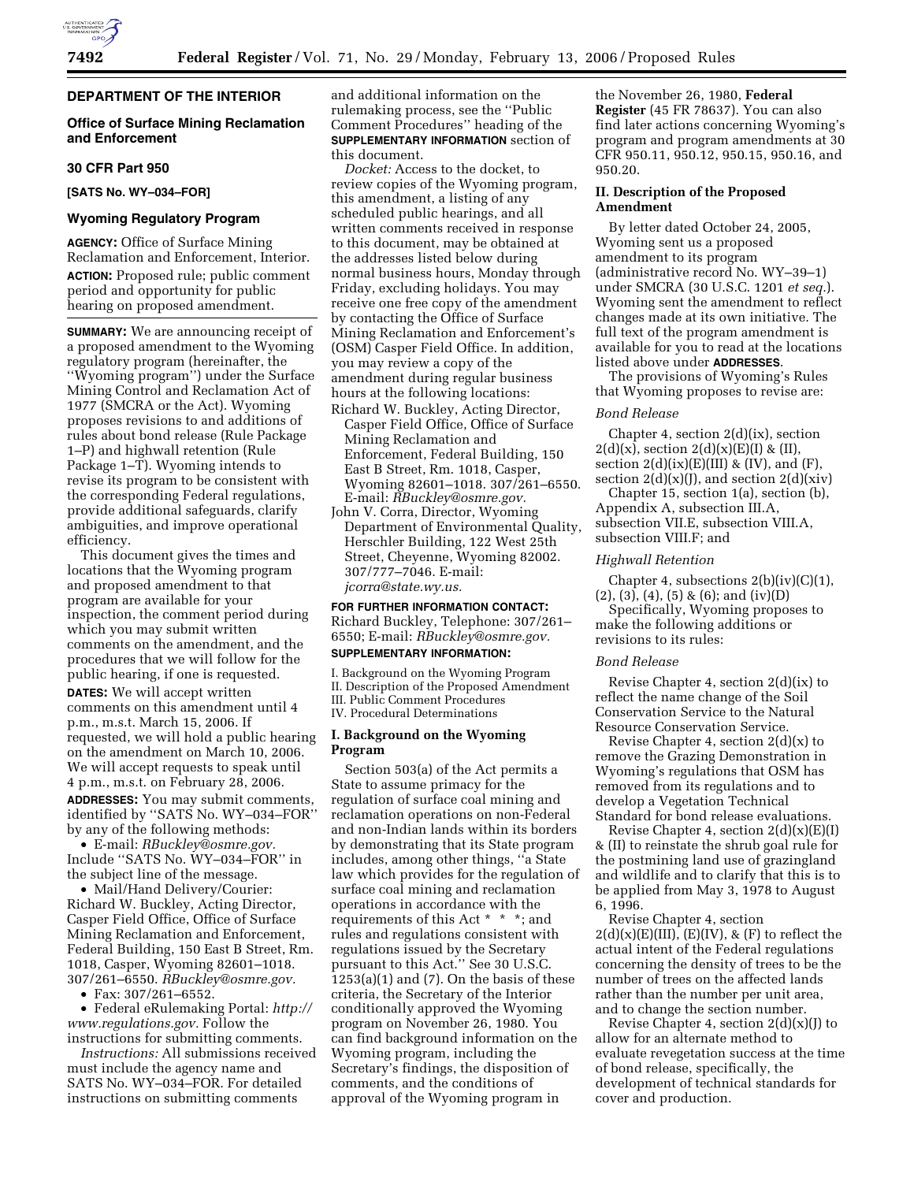## DEPARTMENT OF THE INTERIOR

### Office of Surface Mining Reclamation and Enforcement

### 30 CFR Part 950

**[SATS No. WY–034–FOR]**

### Wyoming Regulatory Program

**AGENCY:** Office of Surface Mining Reclamation and Enforcement, Interior.

**ACTION:** Proposed rule; public comment period and opportunity for public hearing on proposed amendment.

**SUMMARY:** We are announcing receipt of a proposed amendment to the Wyoming regulatory program (hereinafter, the ''Wyoming program'') under the Surface Mining Control and Reclamation Act of 1977 (SMCRA or the Act). Wyoming proposes revisions to and additions of rules about bond release (Rule Package 1–P) and highwall retention (Rule Package 1–T). Wyoming intends to revise its program to be consistent with the corresponding Federal regulations, provide additional safeguards, clarify ambiguities, and improve operational efficiency.

This document gives the times and locations that the Wyoming program and proposed amendment to that program are available for your inspection, the comment period during which you may submit written comments on the amendment, and the procedures that we will follow for the public hearing, if one is requested.

**DATES:** We will accept written comments on this amendment until 4 p.m., m.s.t. March 15, 2006. If requested, we will hold a public hearing on the amendment on March 10, 2006. We will accept requests to speak until 4 p.m., m.s.t. on February 28, 2006.

**ADDRESSES:** You may submit comments, identified by ''SATS No. WY–034–FOR'' by any of the following methods:

- E-mail: *RBuckley@osmre.gov.* Include ''SATS No. WY–034–FOR'' in the subject line of the message.
- Mail/Hand Delivery/Courier: Richard W. Buckley, Acting Director, Casper Field Office, Office of Surface Mining Reclamation and Enforcement, Federal Building, 150 East B Street, Rm. 1018, Casper, Wyoming 82601–1018. 307/261–6550. *RBuckley@osmre.gov.*
- Fax: 307/261–6552.
- Federal eRulemaking Portal: *http://www.regulations.gov.* Follow the instructions for submitting comments.

*Instructions:* All submissions received must include the agency name and SATS No. WY–034–FOR. For detailed instructions on submitting comments and additional information on the rulemaking process, see the ''Public Comment Procedures'' heading of the **SUPPLEMENTARY INFORMATION** section of this document.

*Docket:* Access to the docket, to review copies of the Wyoming program, this amendment, a listing of any scheduled public hearings, and all written comments received in response to this document, may be obtained at the addresses listed below during normal business hours, Monday through Friday, excluding holidays. You may receive one free copy of the amendment by contacting the Office of Surface Mining Reclamation and Enforcement's (OSM) Casper Field Office. In addition, you may review a copy of the amendment during regular business hours at the following locations:

Richard W. Buckley, Acting Director, Casper Field Office, Office of Surface Mining Reclamation and Enforcement, Federal Building, 150 East B Street, Rm. 1018, Casper, Wyoming 82601–1018. 307/261–6550. E-mail: *RBuckley@osmre.gov.*

John V. Corra, Director, Wyoming Department of Environmental Quality, Herschler Building, 122 West 25th Street, Cheyenne, Wyoming 82002. 307/777–7046. E-mail: *jcorra@state.wy.us.*

**FOR FURTHER INFORMATION CONTACT:** Richard Buckley, Telephone: 307/261–6550; E-mail: *RBuckley@osmre.gov.*

**SUPPLEMENTARY INFORMATION:**

I. Background on the Wyoming Program
II. Description of the Proposed Amendment
III. Public Comment Procedures
IV. Procedural Determinations

## I. Background on the Wyoming Program

Section 503(a) of the Act permits a State to assume primacy for the regulation of surface coal mining and reclamation operations on non-Federal and non-Indian lands within its borders by demonstrating that its State program includes, among other things, ''a State law which provides for the regulation of surface coal mining and reclamation operations in accordance with the requirements of this Act * * *; and rules and regulations consistent with regulations issued by the Secretary pursuant to this Act.'' See 30 U.S.C. 1253(a)(1) and (7). On the basis of these criteria, the Secretary of the Interior conditionally approved the Wyoming program on November 26, 1980. You can find background information on the Wyoming program, including the Secretary's findings, the disposition of comments, and the conditions of approval of the Wyoming program in the November 26, 1980, **Federal Register** (45 FR 78637). You can also find later actions concerning Wyoming's program and program amendments at 30 CFR 950.11, 950.12, 950.15, 950.16, and 950.20.

## II. Description of the Proposed Amendment

By letter dated October 24, 2005, Wyoming sent us a proposed amendment to its program (administrative record No. WY–39–1) under SMCRA (30 U.S.C. 1201 *et seq.*). Wyoming sent the amendment to reflect changes made at its own initiative. The full text of the program amendment is available for you to read at the locations listed above under **ADDRESSES.**

The provisions of Wyoming's Rules that Wyoming proposes to revise are:

*Bond Release*

Chapter 4, section 2(d)(ix), section 2(d)(x), section 2(d)(x)(E)(I) & (II), section 2(d)(ix)(E)(III) & (IV), and (F), section 2(d)(x)(J), and section 2(d)(xiv)

Chapter 15, section 1(a), section (b), Appendix A, subsection III.A, subsection VII.E, subsection VIII.A, subsection VIII.F; and

*Highwall Retention*

Chapter 4, subsections 2(b)(iv)(C)(1), (2), (3), (4), (5) & (6); and (iv)(D)

Specifically, Wyoming proposes to make the following additions or revisions to its rules:

*Bond Release*

Revise Chapter 4, section 2(d)(ix) to reflect the name change of the Soil Conservation Service to the Natural Resource Conservation Service.

Revise Chapter 4, section 2(d)(x) to remove the Grazing Demonstration in Wyoming's regulations that OSM has removed from its regulations and to develop a Vegetation Technical Standard for bond release evaluations.

Revise Chapter 4, section 2(d)(x)(E)(I) & (II) to reinstate the shrub goal rule for the postmining land use of grazingland and wildlife and to clarify that this is to be applied from May 3, 1978 to August 6, 1996.

Revise Chapter 4, section 2(d)(x)(E)(III), (E)(IV), & (F) to reflect the actual intent of the Federal regulations concerning the density of trees to be the number of trees on the affected lands rather than the number per unit area, and to change the section number.

Revise Chapter 4, section 2(d)(x)(J) to allow for an alternate method to evaluate revegetation success at the time of bond release, specifically, the development of technical standards for cover and production.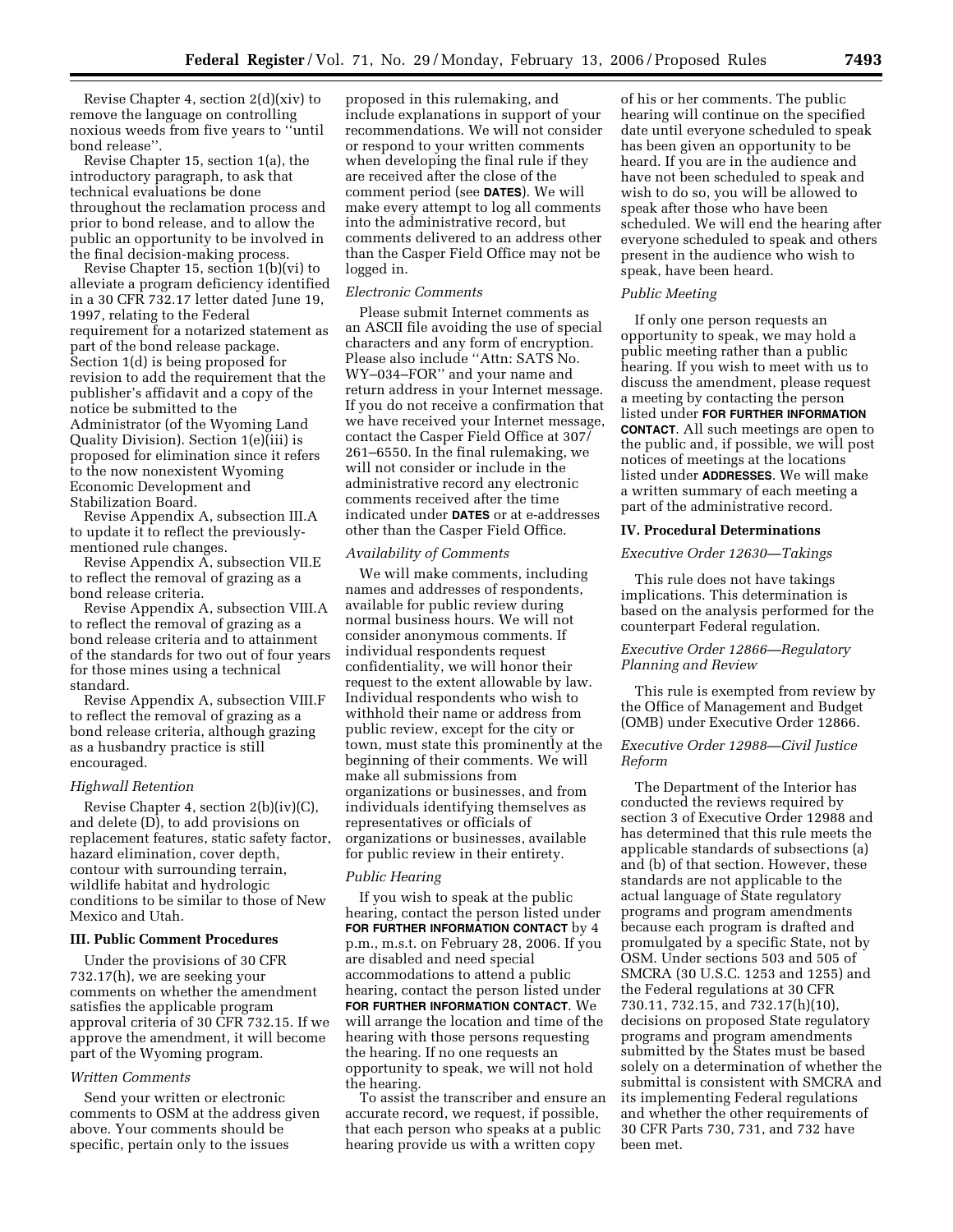Revise Chapter 4, section 2(d)(xiv) to remove the language on controlling noxious weeds from five years to ''until bond release''.

Revise Chapter 15, section 1(a), the introductory paragraph, to ask that technical evaluations be done throughout the reclamation process and prior to bond release, and to allow the public an opportunity to be involved in the final decision-making process.

Revise Chapter 15, section 1(b)(vi) to alleviate a program deficiency identified in a 30 CFR 732.17 letter dated June 19, 1997, relating to the Federal requirement for a notarized statement as part of the bond release package. Section 1(d) is being proposed for revision to add the requirement that the publisher's affidavit and a copy of the notice be submitted to the Administrator (of the Wyoming Land Quality Division). Section 1(e)(iii) is proposed for elimination since it refers to the now nonexistent Wyoming Economic Development and Stabilization Board.

Revise Appendix A, subsection III.A to update it to reflect the previously-mentioned rule changes.

Revise Appendix A, subsection VII.E to reflect the removal of grazing as a bond release criteria.

Revise Appendix A, subsection VIII.A to reflect the removal of grazing as a bond release criteria and to attainment of the standards for two out of four years for those mines using a technical standard.

Revise Appendix A, subsection VIII.F to reflect the removal of grazing as a bond release criteria, although grazing as a husbandry practice is still encouraged.

*Highwall Retention*

Revise Chapter 4, section 2(b)(iv)(C), and delete (D), to add provisions on replacement features, static safety factor, hazard elimination, cover depth, contour with surrounding terrain, wildlife habitat and hydrologic conditions to be similar to those of New Mexico and Utah.

## III. Public Comment Procedures

Under the provisions of 30 CFR 732.17(h), we are seeking your comments on whether the amendment satisfies the applicable program approval criteria of 30 CFR 732.15. If we approve the amendment, it will become part of the Wyoming program.

*Written Comments*

Send your written or electronic comments to OSM at the address given above. Your comments should be specific, pertain only to the issues proposed in this rulemaking, and include explanations in support of your recommendations. We will not consider or respond to your written comments when developing the final rule if they are received after the close of the comment period (see **DATES**). We will make every attempt to log all comments into the administrative record, but comments delivered to an address other than the Casper Field Office may not be logged in.

*Electronic Comments*

Please submit Internet comments as an ASCII file avoiding the use of special characters and any form of encryption. Please also include ''Attn: SATS No. WY–034–FOR'' and your name and return address in your Internet message. If you do not receive a confirmation that we have received your Internet message, contact the Casper Field Office at 307/261–6550. In the final rulemaking, we will not consider or include in the administrative record any electronic comments received after the time indicated under **DATES** or at e-addresses other than the Casper Field Office.

*Availability of Comments*

We will make comments, including names and addresses of respondents, available for public review during normal business hours. We will not consider anonymous comments. If individual respondents request confidentiality, we will honor their request to the extent allowable by law. Individual respondents who wish to withhold their name or address from public review, except for the city or town, must state this prominently at the beginning of their comments. We will make all submissions from organizations or businesses, and from individuals identifying themselves as representatives or officials of organizations or businesses, available for public review in their entirety.

*Public Hearing*

If you wish to speak at the public hearing, contact the person listed under **FOR FURTHER INFORMATION CONTACT** by 4 p.m., m.s.t. on February 28, 2006. If you are disabled and need special accommodations to attend a public hearing, contact the person listed under **FOR FURTHER INFORMATION CONTACT**. We will arrange the location and time of the hearing with those persons requesting the hearing. If no one requests an opportunity to speak, we will not hold the hearing.

To assist the transcriber and ensure an accurate record, we request, if possible, that each person who speaks at a public hearing provide us with a written copy of his or her comments. The public hearing will continue on the specified date until everyone scheduled to speak has been given an opportunity to be heard. If you are in the audience and have not been scheduled to speak and wish to do so, you will be allowed to speak after those who have been scheduled. We will end the hearing after everyone scheduled to speak and others present in the audience who wish to speak, have been heard.

*Public Meeting*

If only one person requests an opportunity to speak, we may hold a public meeting rather than a public hearing. If you wish to meet with us to discuss the amendment, please request a meeting by contacting the person listed under **FOR FURTHER INFORMATION CONTACT**. All such meetings are open to the public and, if possible, we will post notices of meetings at the locations listed under **ADDRESSES**. We will make a written summary of each meeting a part of the administrative record.

## IV. Procedural Determinations

*Executive Order 12630—Takings*

This rule does not have takings implications. This determination is based on the analysis performed for the counterpart Federal regulation.

*Executive Order 12866—Regulatory Planning and Review*

This rule is exempted from review by the Office of Management and Budget (OMB) under Executive Order 12866.

*Executive Order 12988—Civil Justice Reform*

The Department of the Interior has conducted the reviews required by section 3 of Executive Order 12988 and has determined that this rule meets the applicable standards of subsections (a) and (b) of that section. However, these standards are not applicable to the actual language of State regulatory programs and program amendments because each program is drafted and promulgated by a specific State, not by OSM. Under sections 503 and 505 of SMCRA (30 U.S.C. 1253 and 1255) and the Federal regulations at 30 CFR 730.11, 732.15, and 732.17(h)(10), decisions on proposed State regulatory programs and program amendments submitted by the States must be based solely on a determination of whether the submittal is consistent with SMCRA and its implementing Federal regulations and whether the other requirements of 30 CFR Parts 730, 731, and 732 have been met.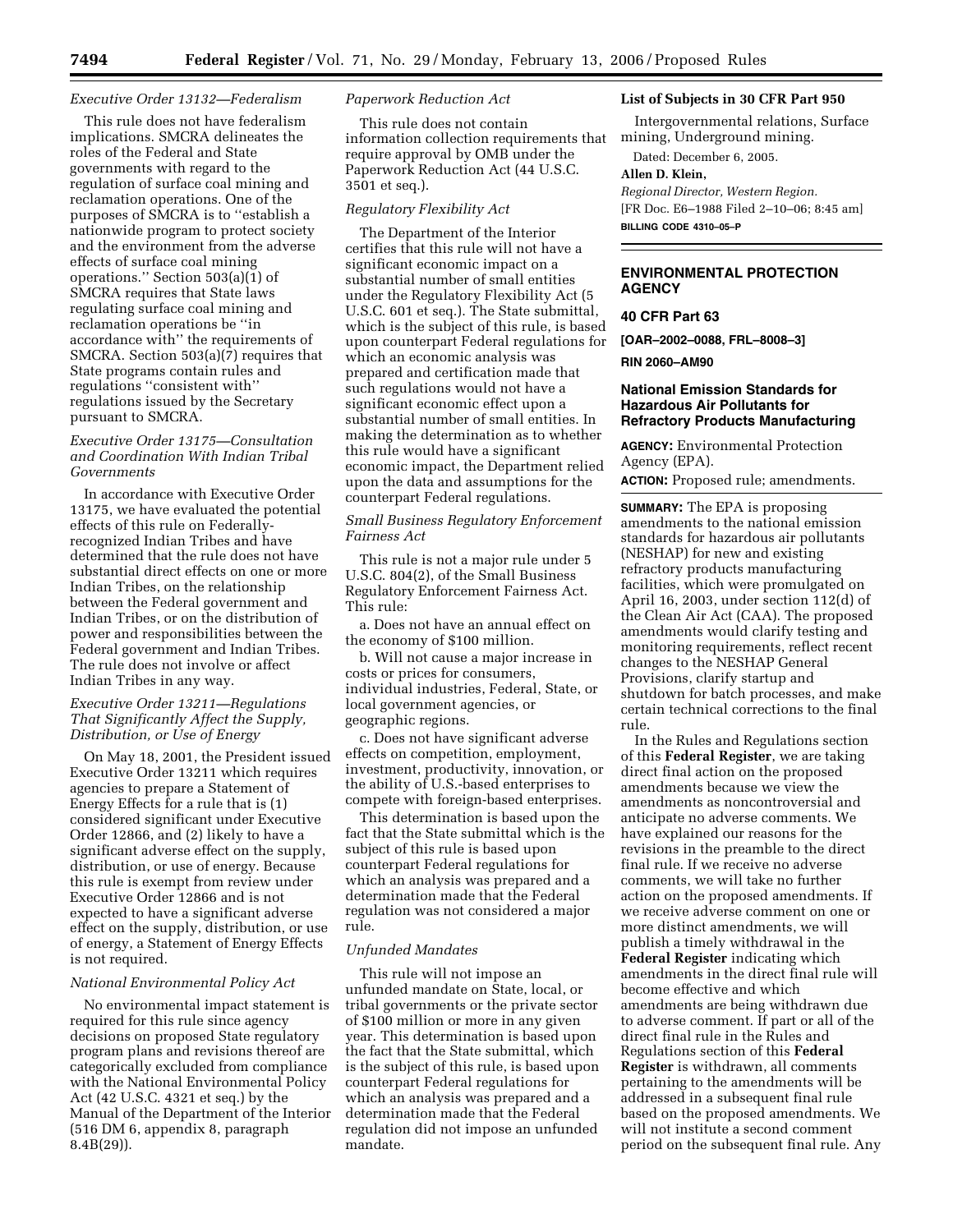*Executive Order 13132—Federalism*

This rule does not have federalism implications. SMCRA delineates the roles of the Federal and State governments with regard to the regulation of surface coal mining and reclamation operations. One of the purposes of SMCRA is to ''establish a nationwide program to protect society and the environment from the adverse effects of surface coal mining operations.'' Section 503(a)(1) of SMCRA requires that State laws regulating surface coal mining and reclamation operations be ''in accordance with'' the requirements of SMCRA. Section 503(a)(7) requires that State programs contain rules and regulations ''consistent with'' regulations issued by the Secretary pursuant to SMCRA.

*Executive Order 13175—Consultation and Coordination With Indian Tribal Governments*

In accordance with Executive Order 13175, we have evaluated the potential effects of this rule on Federally-recognized Indian Tribes and have determined that the rule does not have substantial direct effects on one or more Indian Tribes, on the relationship between the Federal government and Indian Tribes, or on the distribution of power and responsibilities between the Federal government and Indian Tribes. The rule does not involve or affect Indian Tribes in any way.

*Executive Order 13211—Regulations That Significantly Affect the Supply, Distribution, or Use of Energy*

On May 18, 2001, the President issued Executive Order 13211 which requires agencies to prepare a Statement of Energy Effects for a rule that is (1) considered significant under Executive Order 12866, and (2) likely to have a significant adverse effect on the supply, distribution, or use of energy. Because this rule is exempt from review under Executive Order 12866 and is not expected to have a significant adverse effect on the supply, distribution, or use of energy, a Statement of Energy Effects is not required.

*National Environmental Policy Act*

No environmental impact statement is required for this rule since agency decisions on proposed State regulatory program plans and revisions thereof are categorically excluded from compliance with the National Environmental Policy Act (42 U.S.C. 4321 et seq.) by the Manual of the Department of the Interior (516 DM 6, appendix 8, paragraph 8.4B(29)).

*Paperwork Reduction Act*

This rule does not contain information collection requirements that require approval by OMB under the Paperwork Reduction Act (44 U.S.C. 3501 et seq.).

*Regulatory Flexibility Act*

The Department of the Interior certifies that this rule will not have a significant economic impact on a substantial number of small entities under the Regulatory Flexibility Act (5 U.S.C. 601 et seq.). The State submittal, which is the subject of this rule, is based upon counterpart Federal regulations for which an economic analysis was prepared and certification made that such regulations would not have a significant economic effect upon a substantial number of small entities. In making the determination as to whether this rule would have a significant economic impact, the Department relied upon the data and assumptions for the counterpart Federal regulations.

*Small Business Regulatory Enforcement Fairness Act*

This rule is not a major rule under 5 U.S.C. 804(2), of the Small Business Regulatory Enforcement Fairness Act. This rule:

a. Does not have an annual effect on the economy of $100 million.

b. Will not cause a major increase in costs or prices for consumers, individual industries, Federal, State, or local government agencies, or geographic regions.

c. Does not have significant adverse effects on competition, employment, investment, productivity, innovation, or the ability of U.S.-based enterprises to compete with foreign-based enterprises.

This determination is based upon the fact that the State submittal which is the subject of this rule is based upon counterpart Federal regulations for which an analysis was prepared and a determination made that the Federal regulation was not considered a major rule.

*Unfunded Mandates*

This rule will not impose an unfunded mandate on State, local, or tribal governments or the private sector of $100 million or more in any given year. This determination is based upon the fact that the State submittal, which is the subject of this rule, is based upon counterpart Federal regulations for which an analysis was prepared and a determination made that the Federal regulation did not impose an unfunded mandate.

**List of Subjects in 30 CFR Part 950**

Intergovernmental relations, Surface mining, Underground mining.

Dated: December 6, 2005.

**Allen D. Klein,**

*Regional Director, Western Region.*

[FR Doc. E6–1988 Filed 2–10–06; 8:45 am]

**BILLING CODE 4310–05–P**

---

## ENVIRONMENTAL PROTECTION AGENCY

### 40 CFR Part 63

**[OAR–2002–0088, FRL–8008–3]**

**RIN 2060–AM90**

### National Emission Standards for Hazardous Air Pollutants for Refractory Products Manufacturing

**AGENCY:** Environmental Protection Agency (EPA).

**ACTION:** Proposed rule; amendments.

**SUMMARY:** The EPA is proposing amendments to the national emission standards for hazardous air pollutants (NESHAP) for new and existing refractory products manufacturing facilities, which were promulgated on April 16, 2003, under section 112(d) of the Clean Air Act (CAA). The proposed amendments would clarify testing and monitoring requirements, reflect recent changes to the NESHAP General Provisions, clarify startup and shutdown for batch processes, and make certain technical corrections to the final rule.

In the Rules and Regulations section of this **Federal Register**, we are taking direct final action on the proposed amendments because we view the amendments as noncontroversial and anticipate no adverse comments. We have explained our reasons for the revisions in the preamble to the direct final rule. If we receive no adverse comments, we will take no further action on the proposed amendments. If we receive adverse comment on one or more distinct amendments, we will publish a timely withdrawal in the **Federal Register** indicating which amendments in the direct final rule will become effective and which amendments are being withdrawn due to adverse comment. If part or all of the direct final rule in the Rules and Regulations section of this **Federal Register** is withdrawn, all comments pertaining to the amendments will be addressed in a subsequent final rule based on the proposed amendments. We will not institute a second comment period on the subsequent final rule. Any